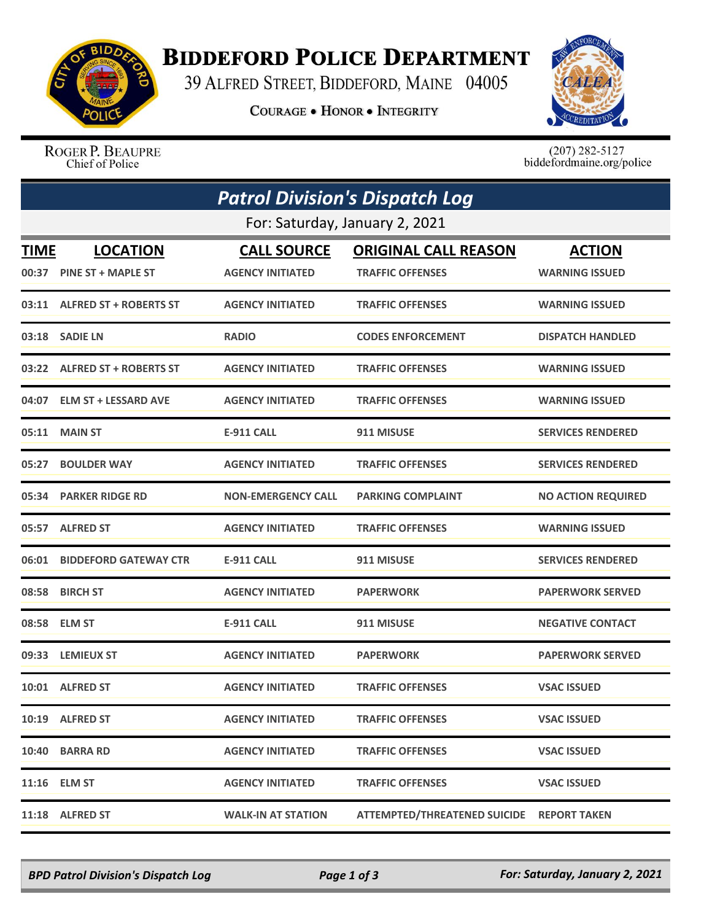# BIDDEFORD POLICE DEPARTMENT

39 ALFRED STREET, BIDDEFORD, MAINE 04005

COURAGE • HONOR • INTEGRITY

ROGER P. BEAUPRE
Chief of Police

(207) 282-5127
biddefordmaine.org/police

## *Patrol Division's Dispatch Log*

For: Saturday, January 2, 2021

| TIME | LOCATION | CALL SOURCE | ORIGINAL CALL REASON | ACTION |
|---|---|---|---|---|
| 00:37 | PINE ST + MAPLE ST | AGENCY INITIATED | TRAFFIC OFFENSES | WARNING ISSUED |
| 03:11 | ALFRED ST + ROBERTS ST | AGENCY INITIATED | TRAFFIC OFFENSES | WARNING ISSUED |
| 03:18 | SADIE LN | RADIO | CODES ENFORCEMENT | DISPATCH HANDLED |
| 03:22 | ALFRED ST + ROBERTS ST | AGENCY INITIATED | TRAFFIC OFFENSES | WARNING ISSUED |
| 04:07 | ELM ST + LESSARD AVE | AGENCY INITIATED | TRAFFIC OFFENSES | WARNING ISSUED |
| 05:11 | MAIN ST | E-911 CALL | 911 MISUSE | SERVICES RENDERED |
| 05:27 | BOULDER WAY | AGENCY INITIATED | TRAFFIC OFFENSES | SERVICES RENDERED |
| 05:34 | PARKER RIDGE RD | NON-EMERGENCY CALL | PARKING COMPLAINT | NO ACTION REQUIRED |
| 05:57 | ALFRED ST | AGENCY INITIATED | TRAFFIC OFFENSES | WARNING ISSUED |
| 06:01 | BIDDEFORD GATEWAY CTR | E-911 CALL | 911 MISUSE | SERVICES RENDERED |
| 08:58 | BIRCH ST | AGENCY INITIATED | PAPERWORK | PAPERWORK SERVED |
| 08:58 | ELM ST | E-911 CALL | 911 MISUSE | NEGATIVE CONTACT |
| 09:33 | LEMIEUX ST | AGENCY INITIATED | PAPERWORK | PAPERWORK SERVED |
| 10:01 | ALFRED ST | AGENCY INITIATED | TRAFFIC OFFENSES | VSAC ISSUED |
| 10:19 | ALFRED ST | AGENCY INITIATED | TRAFFIC OFFENSES | VSAC ISSUED |
| 10:40 | BARRA RD | AGENCY INITIATED | TRAFFIC OFFENSES | VSAC ISSUED |
| 11:16 | ELM ST | AGENCY INITIATED | TRAFFIC OFFENSES | VSAC ISSUED |
| 11:18 | ALFRED ST | WALK-IN AT STATION | ATTEMPTED/THREATENED SUICIDE | REPORT TAKEN |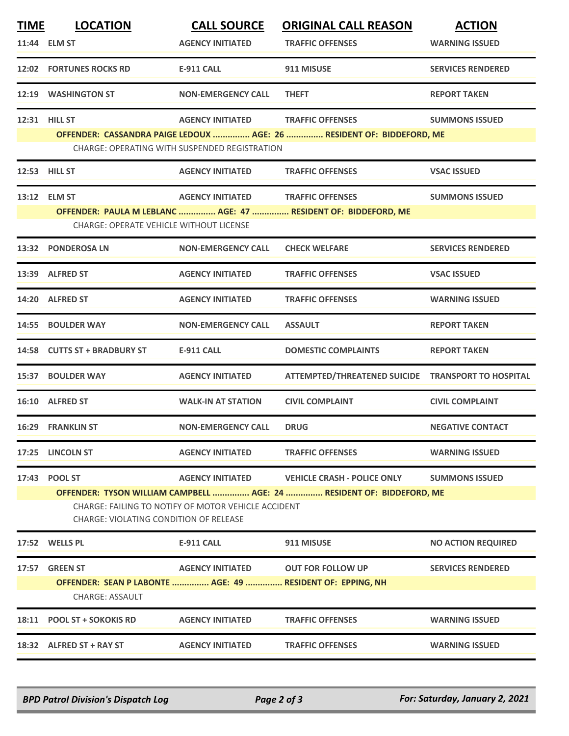| TIME | LOCATION | CALL SOURCE | ORIGINAL CALL REASON | ACTION |
|---|---|---|---|---|
| 11:44 | ELM ST | AGENCY INITIATED | TRAFFIC OFFENSES | WARNING ISSUED |
| 12:02 | FORTUNES ROCKS RD | E-911 CALL | 911 MISUSE | SERVICES RENDERED |
| 12:19 | WASHINGTON ST | NON-EMERGENCY CALL | THEFT | REPORT TAKEN |
| 12:31 | HILL ST | AGENCY INITIATED | TRAFFIC OFFENSES | SUMMONS ISSUED |
| | OFFENDER: CASSANDRA PAIGE LEDOUX ............... AGE: 26 ............... RESIDENT OF: BIDDEFORD, ME | | | |
| | CHARGE: OPERATING WITH SUSPENDED REGISTRATION | | | |
| 12:53 | HILL ST | AGENCY INITIATED | TRAFFIC OFFENSES | VSAC ISSUED |
| 13:12 | ELM ST | AGENCY INITIATED | TRAFFIC OFFENSES | SUMMONS ISSUED |
| | OFFENDER: PAULA M LEBLANC ............... AGE: 47 ............... RESIDENT OF: BIDDEFORD, ME | | | |
| | CHARGE: OPERATE VEHICLE WITHOUT LICENSE | | | |
| 13:32 | PONDEROSA LN | NON-EMERGENCY CALL | CHECK WELFARE | SERVICES RENDERED |
| 13:39 | ALFRED ST | AGENCY INITIATED | TRAFFIC OFFENSES | VSAC ISSUED |
| 14:20 | ALFRED ST | AGENCY INITIATED | TRAFFIC OFFENSES | WARNING ISSUED |
| 14:55 | BOULDER WAY | NON-EMERGENCY CALL | ASSAULT | REPORT TAKEN |
| 14:58 | CUTTS ST + BRADBURY ST | E-911 CALL | DOMESTIC COMPLAINTS | REPORT TAKEN |
| 15:37 | BOULDER WAY | AGENCY INITIATED | ATTEMPTED/THREATENED SUICIDE | TRANSPORT TO HOSPITAL |
| 16:10 | ALFRED ST | WALK-IN AT STATION | CIVIL COMPLAINT | CIVIL COMPLAINT |
| 16:29 | FRANKLIN ST | NON-EMERGENCY CALL | DRUG | NEGATIVE CONTACT |
| 17:25 | LINCOLN ST | AGENCY INITIATED | TRAFFIC OFFENSES | WARNING ISSUED |
| 17:43 | POOL ST | AGENCY INITIATED | VEHICLE CRASH - POLICE ONLY | SUMMONS ISSUED |
| | OFFENDER: TYSON WILLIAM CAMPBELL ............... AGE: 24 ............... RESIDENT OF: BIDDEFORD, ME | | | |
| | CHARGE: FAILING TO NOTIFY OF MOTOR VEHICLE ACCIDENT | | | |
| | CHARGE: VIOLATING CONDITION OF RELEASE | | | |
| 17:52 | WELLS PL | E-911 CALL | 911 MISUSE | NO ACTION REQUIRED |
| 17:57 | GREEN ST | AGENCY INITIATED | OUT FOR FOLLOW UP | SERVICES RENDERED |
| | OFFENDER: SEAN P LABONTE ............... AGE: 49 ............... RESIDENT OF: EPPING, NH | | | |
| | CHARGE: ASSAULT | | | |
| 18:11 | POOL ST + SOKOKIS RD | AGENCY INITIATED | TRAFFIC OFFENSES | WARNING ISSUED |
| 18:32 | ALFRED ST + RAY ST | AGENCY INITIATED | TRAFFIC OFFENSES | WARNING ISSUED |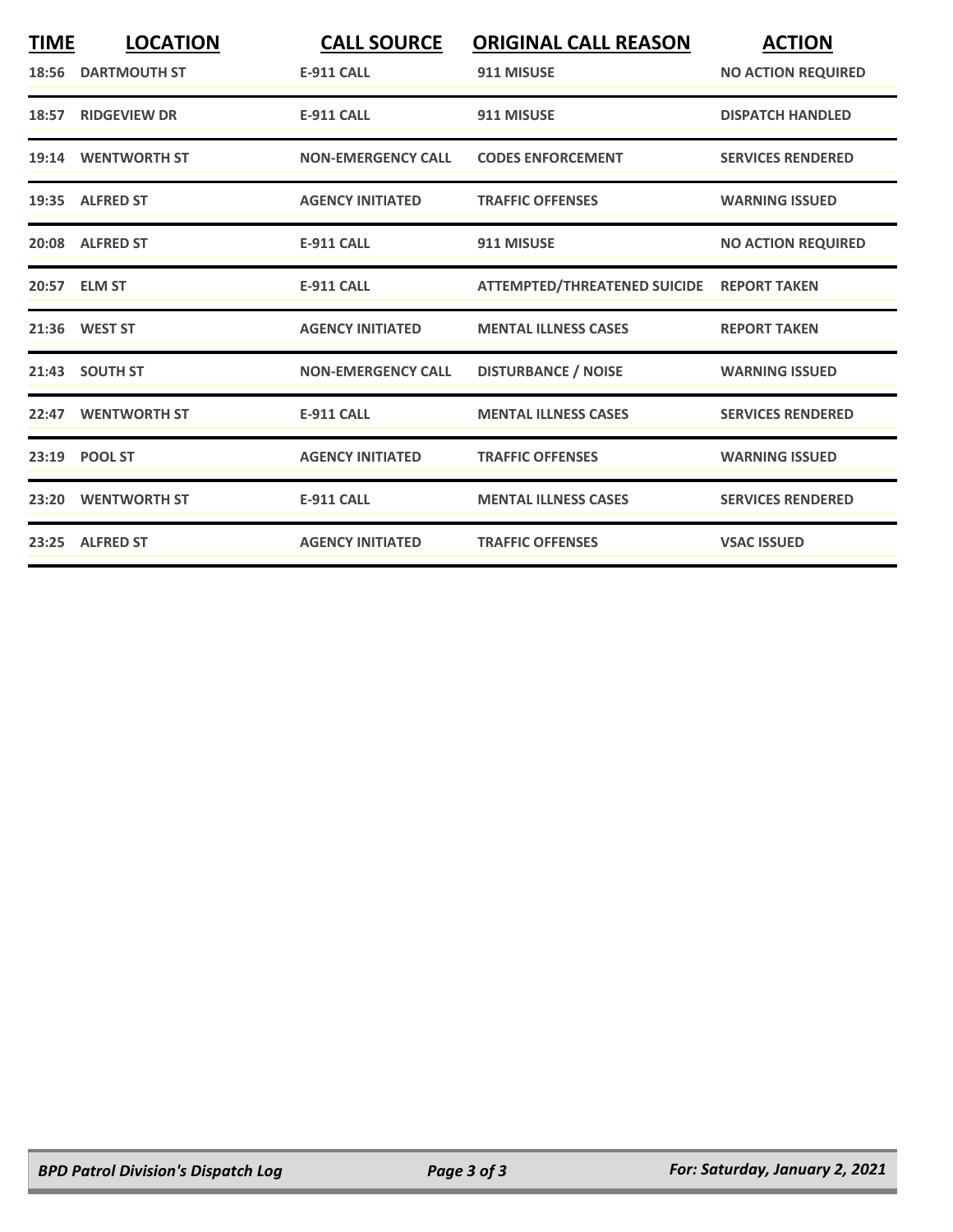| TIME | LOCATION | CALL SOURCE | ORIGINAL CALL REASON | ACTION |
|---|---|---|---|---|
| 18:56 | DARTMOUTH ST | E-911 CALL | 911 MISUSE | NO ACTION REQUIRED |
| 18:57 | RIDGEVIEW DR | E-911 CALL | 911 MISUSE | DISPATCH HANDLED |
| 19:14 | WENTWORTH ST | NON-EMERGENCY CALL | CODES ENFORCEMENT | SERVICES RENDERED |
| 19:35 | ALFRED ST | AGENCY INITIATED | TRAFFIC OFFENSES | WARNING ISSUED |
| 20:08 | ALFRED ST | E-911 CALL | 911 MISUSE | NO ACTION REQUIRED |
| 20:57 | ELM ST | E-911 CALL | ATTEMPTED/THREATENED SUICIDE | REPORT TAKEN |
| 21:36 | WEST ST | AGENCY INITIATED | MENTAL ILLNESS CASES | REPORT TAKEN |
| 21:43 | SOUTH ST | NON-EMERGENCY CALL | DISTURBANCE / NOISE | WARNING ISSUED |
| 22:47 | WENTWORTH ST | E-911 CALL | MENTAL ILLNESS CASES | SERVICES RENDERED |
| 23:19 | POOL ST | AGENCY INITIATED | TRAFFIC OFFENSES | WARNING ISSUED |
| 23:20 | WENTWORTH ST | E-911 CALL | MENTAL ILLNESS CASES | SERVICES RENDERED |
| 23:25 | ALFRED ST | AGENCY INITIATED | TRAFFIC OFFENSES | VSAC ISSUED |